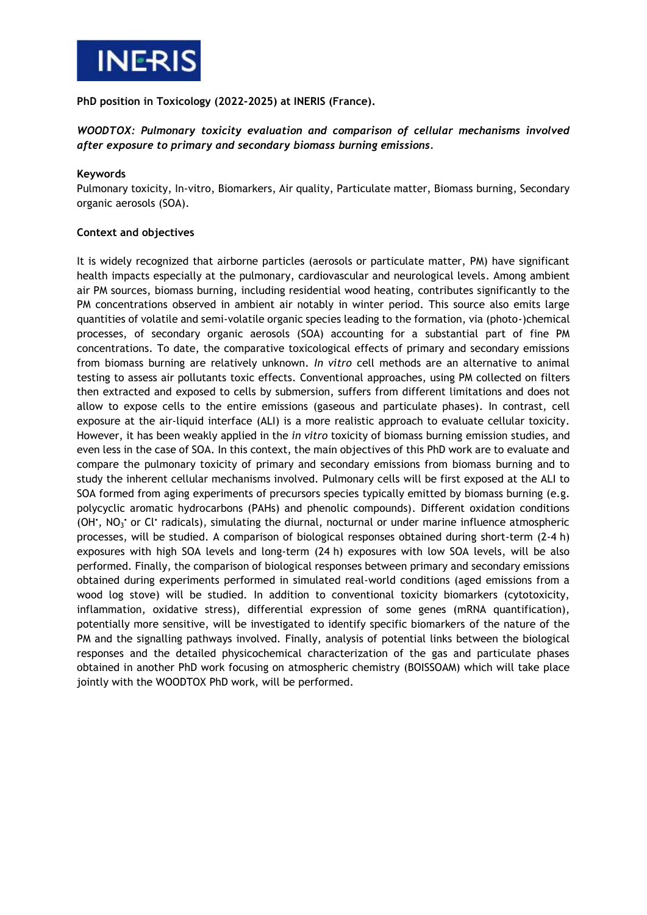INERIS

**PhD position in Toxicology (2022-2025) at INERIS (France).**

***WOODTOX: Pulmonary toxicity evaluation and comparison of cellular mechanisms involved after exposure to primary and secondary biomass burning emissions.***

**Keywords**

Pulmonary toxicity, In-vitro, Biomarkers, Air quality, Particulate matter, Biomass burning, Secondary organic aerosols (SOA).

**Context and objectives**

It is widely recognized that airborne particles (aerosols or particulate matter, PM) have significant health impacts especially at the pulmonary, cardiovascular and neurological levels. Among ambient air PM sources, biomass burning, including residential wood heating, contributes significantly to the PM concentrations observed in ambient air notably in winter period. This source also emits large quantities of volatile and semi-volatile organic species leading to the formation, via (photo-)chemical processes, of secondary organic aerosols (SOA) accounting for a substantial part of fine PM concentrations. To date, the comparative toxicological effects of primary and secondary emissions from biomass burning are relatively unknown. *In vitro* cell methods are an alternative to animal testing to assess air pollutants toxic effects. Conventional approaches, using PM collected on filters then extracted and exposed to cells by submersion, suffers from different limitations and does not allow to expose cells to the entire emissions (gaseous and particulate phases). In contrast, cell exposure at the air-liquid interface (ALI) is a more realistic approach to evaluate cellular toxicity. However, it has been weakly applied in the *in vitro* toxicity of biomass burning emission studies, and even less in the case of SOA. In this context, the main objectives of this PhD work are to evaluate and compare the pulmonary toxicity of primary and secondary emissions from biomass burning and to study the inherent cellular mechanisms involved. Pulmonary cells will be first exposed at the ALI to SOA formed from aging experiments of precursors species typically emitted by biomass burning (e.g. polycyclic aromatic hydrocarbons (PAHs) and phenolic compounds). Different oxidation conditions ($OH^{\bullet}$, $NO_3^{\bullet}$ or $Cl^{\bullet}$ radicals), simulating the diurnal, nocturnal or under marine influence atmospheric processes, will be studied. A comparison of biological responses obtained during short-term (2-4 h) exposures with high SOA levels and long-term (24 h) exposures with low SOA levels, will be also performed. Finally, the comparison of biological responses between primary and secondary emissions obtained during experiments performed in simulated real-world conditions (aged emissions from a wood log stove) will be studied. In addition to conventional toxicity biomarkers (cytotoxicity, inflammation, oxidative stress), differential expression of some genes (mRNA quantification), potentially more sensitive, will be investigated to identify specific biomarkers of the nature of the PM and the signalling pathways involved. Finally, analysis of potential links between the biological responses and the detailed physicochemical characterization of the gas and particulate phases obtained in another PhD work focusing on atmospheric chemistry (BOISSOAM) which will take place jointly with the WOODTOX PhD work, will be performed.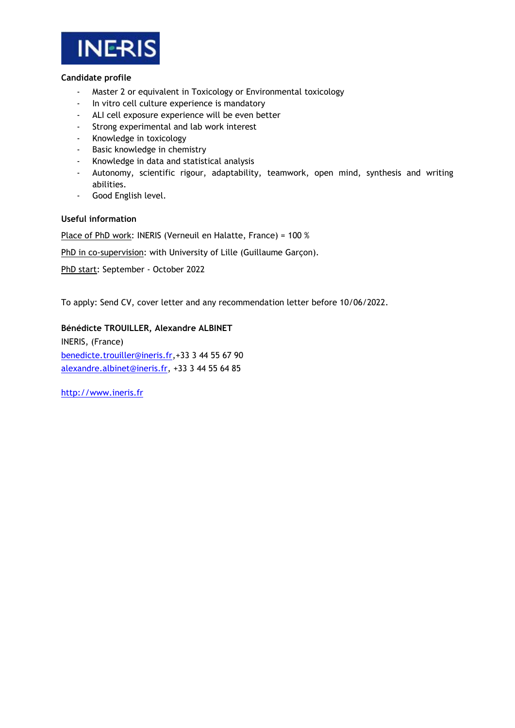**Candidate profile**

- Master 2 or equivalent in Toxicology or Environmental toxicology
- In vitro cell culture experience is mandatory
- ALI cell exposure experience will be even better
- Strong experimental and lab work interest
- Knowledge in toxicology
- Basic knowledge in chemistry
- Knowledge in data and statistical analysis
- Autonomy, scientific rigour, adaptability, teamwork, open mind, synthesis and writing abilities.
- Good English level.

**Useful information**

Place of PhD work: INERIS (Verneuil en Halatte, France) = 100 %

PhD in co-supervision: with University of Lille (Guillaume Garçon).

PhD start: September - October 2022

To apply: Send CV, cover letter and any recommendation letter before 10/06/2022.

**Bénédicte TROUILLER, Alexandre ALBINET**

INERIS, (France)

benedicte.trouiller@ineris.fr,+33 3 44 55 67 90

alexandre.albinet@ineris.fr, +33 3 44 55 64 85

http://www.ineris.fr